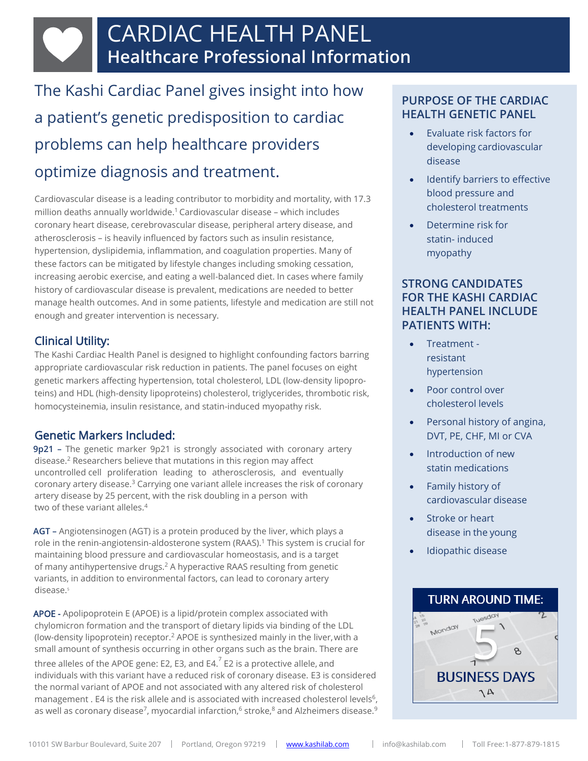# CARDIAC HEALTH PANEL
## Healthcare Professional Information

The Kashi Cardiac Panel gives insight into how a patient's genetic predisposition to cardiac problems can help healthcare providers optimize diagnosis and treatment.

Cardiovascular disease is a leading contributor to morbidity and mortality, with 17.3 million deaths annually worldwide.[1] Cardiovascular disease – which includes coronary heart disease, cerebrovascular disease, peripheral artery disease, and atherosclerosis – is heavily influenced by factors such as insulin resistance, hypertension, dyslipidemia, inflammation, and coagulation properties. Many of these factors can be mitigated by lifestyle changes including smoking cessation, increasing aerobic exercise, and eating a well-balanced diet. In cases where family history of cardiovascular disease is prevalent, medications are needed to better manage health outcomes. And in some patients, lifestyle and medication are still not enough and greater intervention is necessary.

### Clinical Utility:

The Kashi Cardiac Health Panel is designed to highlight confounding factors barring appropriate cardiovascular risk reduction in patients. The panel focuses on eight genetic markers affecting hypertension, total cholesterol, LDL (low-density lipoproteins) and HDL (high-density lipoproteins) cholesterol, triglycerides, thrombotic risk, homocysteinemia, insulin resistance, and statin-induced myopathy risk.

### Genetic Markers Included:

**9p21 –** The genetic marker 9p21 is strongly associated with coronary artery disease.[2] Researchers believe that mutations in this region may affect uncontrolled cell proliferation leading to atherosclerosis, and eventually coronary artery disease.[3] Carrying one variant allele increases the risk of coronary artery disease by 25 percent, with the risk doubling in a person with two of these variant alleles.[4]

**AGT –** Angiotensinogen (AGT) is a protein produced by the liver, which plays a role in the renin-angiotensin-aldosterone system (RAAS).[1] This system is crucial for maintaining blood pressure and cardiovascular homeostasis, and is a target of many antihypertensive drugs.[2] A hyperactive RAAS resulting from genetic variants, in addition to environmental factors, can lead to coronary artery disease.[5]

**APOE -** Apolipoprotein E (APOE) is a lipid/protein complex associated with chylomicron formation and the transport of dietary lipids via binding of the LDL (low-density lipoprotein) receptor.[2] APOE is synthesized mainly in the liver, with a small amount of synthesis occurring in other organs such as the brain. There are three alleles of the APOE gene: E2, E3, and E4.[7] E2 is a protective allele, and individuals with this variant have a reduced risk of coronary disease. E3 is considered the normal variant of APOE and not associated with any altered risk of cholesterol management . E4 is the risk allele and is associated with increased cholesterol levels[6], as well as coronary disease[7], myocardial infarction,[6] stroke,[8] and Alzheimers disease.[9]

### PURPOSE OF THE CARDIAC HEALTH GENETIC PANEL

- Evaluate risk factors for developing cardiovascular disease
- Identify barriers to effective blood pressure and cholesterol treatments
- Determine risk for statin- induced myopathy

### STRONG CANDIDATES FOR THE KASHI CARDIAC HEALTH PANEL INCLUDE PATIENTS WITH:

- Treatment - resistant hypertension
- Poor control over cholesterol levels
- Personal history of angina, DVT, PE, CHF, MI or CVA
- Introduction of new statin medications
- Family history of cardiovascular disease
- Stroke or heart disease in the young
- Idiopathic disease

### TURN AROUND TIME:

5 BUSINESS DAYS

10101 SW Barbur Boulevard, Suite 207 | Portland, Oregon 97219 | www.kashilab.com | info@kashilab.com | Toll Free:1-877-879-1815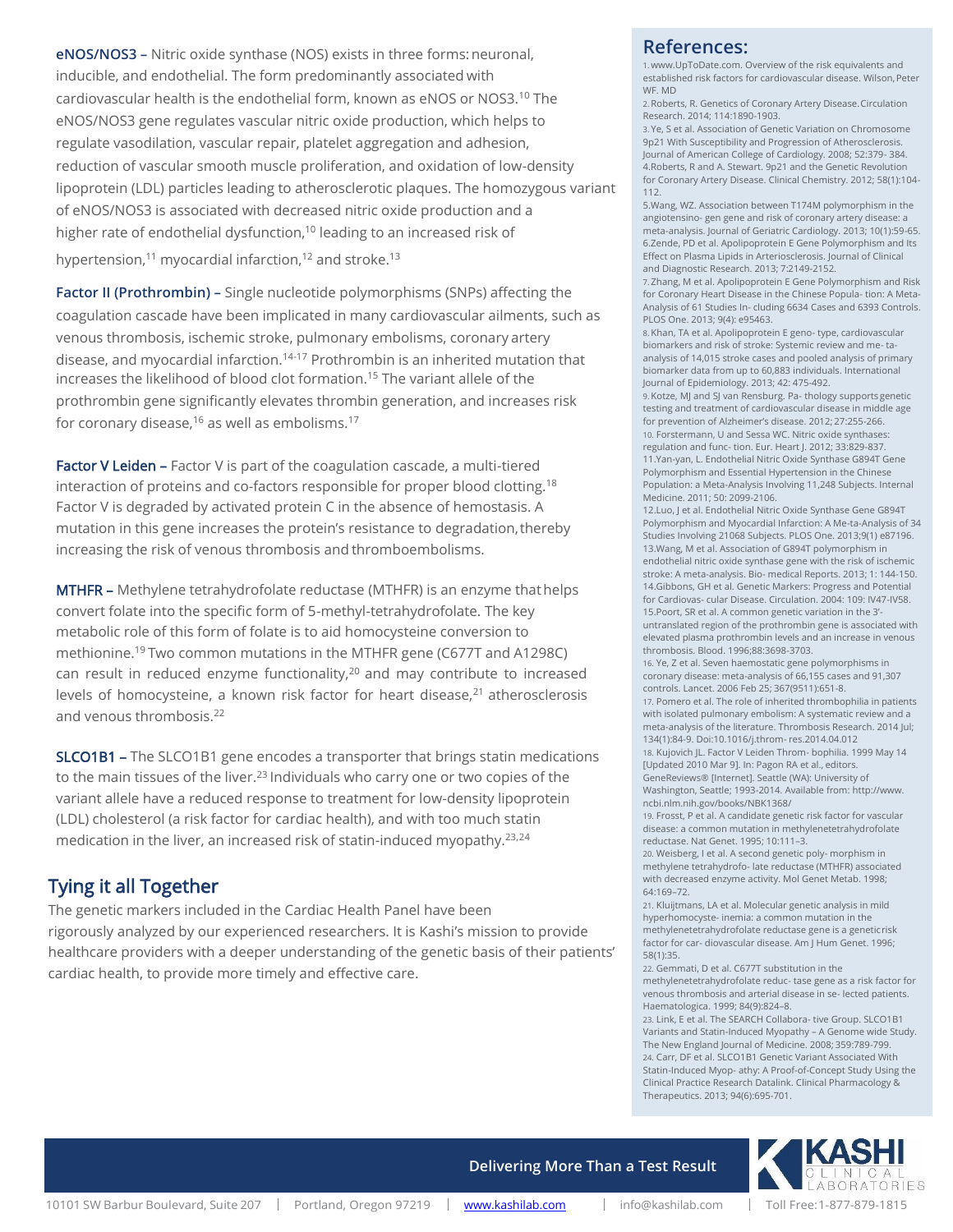**eNOS/NOS3 –** Nitric oxide synthase (NOS) exists in three forms: neuronal, inducible, and endothelial. The form predominantly associated with cardiovascular health is the endothelial form, known as eNOS or NOS3.[10] The eNOS/NOS3 gene regulates vascular nitric oxide production, which helps to regulate vasodilation, vascular repair, platelet aggregation and adhesion, reduction of vascular smooth muscle proliferation, and oxidation of low-density lipoprotein (LDL) particles leading to atherosclerotic plaques. The homozygous variant of eNOS/NOS3 is associated with decreased nitric oxide production and a higher rate of endothelial dysfunction,[10] leading to an increased risk of hypertension,[11] myocardial infarction,[12] and stroke.[13]

**Factor II (Prothrombin) –** Single nucleotide polymorphisms (SNPs) affecting the coagulation cascade have been implicated in many cardiovascular ailments, such as venous thrombosis, ischemic stroke, pulmonary embolisms, coronary artery disease, and myocardial infarction.[14-17] Prothrombin is an inherited mutation that increases the likelihood of blood clot formation.[15] The variant allele of the prothrombin gene significantly elevates thrombin generation, and increases risk for coronary disease,[16] as well as embolisms.[17]

**Factor V Leiden –** Factor V is part of the coagulation cascade, a multi-tiered interaction of proteins and co-factors responsible for proper blood clotting.[18] Factor V is degraded by activated protein C in the absence of hemostasis. A mutation in this gene increases the protein's resistance to degradation, thereby increasing the risk of venous thrombosis and thromboembolisms.

**MTHFR –** Methylene tetrahydrofolate reductase (MTHFR) is an enzyme that helps convert folate into the specific form of 5-methyl-tetrahydrofolate. The key metabolic role of this form of folate is to aid homocysteine conversion to methionine.[19] Two common mutations in the MTHFR gene (C677T and A1298C) can result in reduced enzyme functionality,[20] and may contribute to increased levels of homocysteine, a known risk factor for heart disease,[21] atherosclerosis and venous thrombosis.[22]

**SLCO1B1 –** The SLCO1B1 gene encodes a transporter that brings statin medications to the main tissues of the liver.[23] Individuals who carry one or two copies of the variant allele have a reduced response to treatment for low-density lipoprotein (LDL) cholesterol (a risk factor for cardiac health), and with too much statin medication in the liver, an increased risk of statin-induced myopathy.[23,24]

## Tying it all Together

The genetic markers included in the Cardiac Health Panel have been rigorously analyzed by our experienced researchers. It is Kashi's mission to provide healthcare providers with a deeper understanding of the genetic basis of their patients' cardiac health, to provide more timely and effective care.

## References:

1. www.UpToDate.com. Overview of the risk equivalents and established risk factors for cardiovascular disease. Wilson, Peter WF. MD
2. Roberts, R. Genetics of Coronary Artery Disease. Circulation Research. 2014; 114:1890-1903.
3. Ye, S et al. Association of Genetic Variation on Chromosome 9p21 With Susceptibility and Progression of Atherosclerosis. Journal of American College of Cardiology. 2008; 52:379- 384.
4. Roberts, R and A. Stewart. 9p21 and the Genetic Revolution for Coronary Artery Disease. Clinical Chemistry. 2012; 58(1):104-112.
5. Wang, WZ. Association between T174M polymorphism in the angiotensino- gen gene and risk of coronary artery disease: a meta-analysis. Journal of Geriatric Cardiology. 2013; 10(1):59-65.
6. Zende, PD et al. Apolipoprotein E Gene Polymorphism and Its Effect on Plasma Lipids in Arteriosclerosis. Journal of Clinical and Diagnostic Research. 2013; 7:2149-2152.
7. Zhang, M et al. Apolipoprotein E Gene Polymorphism and Risk for Coronary Heart Disease in the Chinese Popula- tion: A Meta-Analysis of 61 Studies In- cluding 6634 Cases and 6393 Controls. PLOS One. 2013; 9(4): e95463.
8. Khan, TA et al. Apolipoprotein E geno- type, cardiovascular biomarkers and risk of stroke: Systemic review and me- ta-analysis of 14,015 stroke cases and pooled analysis of primary biomarker data from up to 60,883 individuals. International Journal of Epidemiology. 2013; 42: 475-492.
9. Kotze, MJ and SJ van Rensburg. Pa- thology supports genetic testing and treatment of cardiovascular disease in middle age for prevention of Alzheimer's disease. 2012; 27:255-266.
10. Forstermann, U and Sessa WC. Nitric oxide synthases: regulation and func- tion. Eur. Heart J. 2012; 33:829-837.
11. Yan-yan, L. Endothelial Nitric Oxide Synthase G894T Gene Polymorphism and Essential Hypertension in the Chinese Population: a Meta-Analysis Involving 11,248 Subjects. Internal Medicine. 2011; 50: 2099-2106.
12. Luo, J et al. Endothelial Nitric Oxide Synthase Gene G894T Polymorphism and Myocardial Infarction: A Me-ta-Analysis of 34 Studies Involving 21068 Subjects. PLOS One. 2013;9(1) e87196.
13. Wang, M et al. Association of G894T polymorphism in endothelial nitric oxide synthase gene with the risk of ischemic stroke: A meta-analysis. Bio- medical Reports. 2013; 1: 144-150.
14. Gibbons, GH et al. Genetic Markers: Progress and Potential for Cardiovas- cular Disease. Circulation. 2004: 109: IV47-IV58.
15. Poort, SR et al. A common genetic variation in the 3'-untranslated region of the prothrombin gene is associated with elevated plasma prothrombin levels and an increase in venous thrombosis. Blood. 1996;88:3698-3703.
16. Ye, Z et al. Seven haemostatic gene polymorphisms in coronary disease: meta-analysis of 66,155 cases and 91,307 controls. Lancet. 2006 Feb 25; 367(9511):651-8.
17. Pomero et al. The role of inherited thrombophilia in patients with isolated pulmonary embolism: A systematic review and a meta-analysis of the literature. Thrombosis Research. 2014 Jul; 134(1):84-9. Doi:10.1016/j.throm- res.2014.04.012
18. Kujovich JL. Factor V Leiden Throm- bophilia. 1999 May 14 [Updated 2010 Mar 9]. In: Pagon RA et al., editors. GeneReviews® [Internet]. Seattle (WA): University of Washington, Seattle; 1993-2014. Available from: http://www.ncbi.nlm.nih.gov/books/NBK1368/
19. Frosst, P et al. A candidate genetic risk factor for vascular disease: a common mutation in methylenetetrahydrofolate reductase. Nat Genet. 1995; 10:111–3.
20. Weisberg, I et al. A second genetic poly- morphism in methylene tetrahydrofo- late reductase (MTHFR) associated with decreased enzyme activity. Mol Genet Metab. 1998; 64:169–72.
21. Kluijtmans, LA et al. Molecular genetic analysis in mild hyperhomocyste- inemia: a common mutation in the methylenetetrahydrofolate reductase gene is a genetic risk factor for car- diovascular disease. Am J Hum Genet. 1996; 58(1):35.
22. Gemmati, D et al. C677T substitution in the methylenetetrahydrofolate reduc- tase gene as a risk factor for venous thrombosis and arterial disease in se- lected patients. Haematologica. 1999; 84(9):824–8.
23. Link, E et al. The SEARCH Collabora- tive Group. SLCO1B1 Variants and Statin-Induced Myopathy – A Genome wide Study. The New England Journal of Medicine. 2008; 359:789-799.
24. Carr, DF et al. SLCO1B1 Genetic Variant Associated With Statin-Induced Myop- athy: A Proof-of-Concept Study Using the Clinical Practice Research Datalink. Clinical Pharmacology & Therapeutics. 2013; 94(6):695-701.

Delivering More Than a Test Result

KASHI CLINICAL LABORATORIES

10101 SW Barbur Boulevard, Suite 207 | Portland, Oregon 97219 | www.kashilab.com | info@kashilab.com | Toll Free: 1-877-879-1815